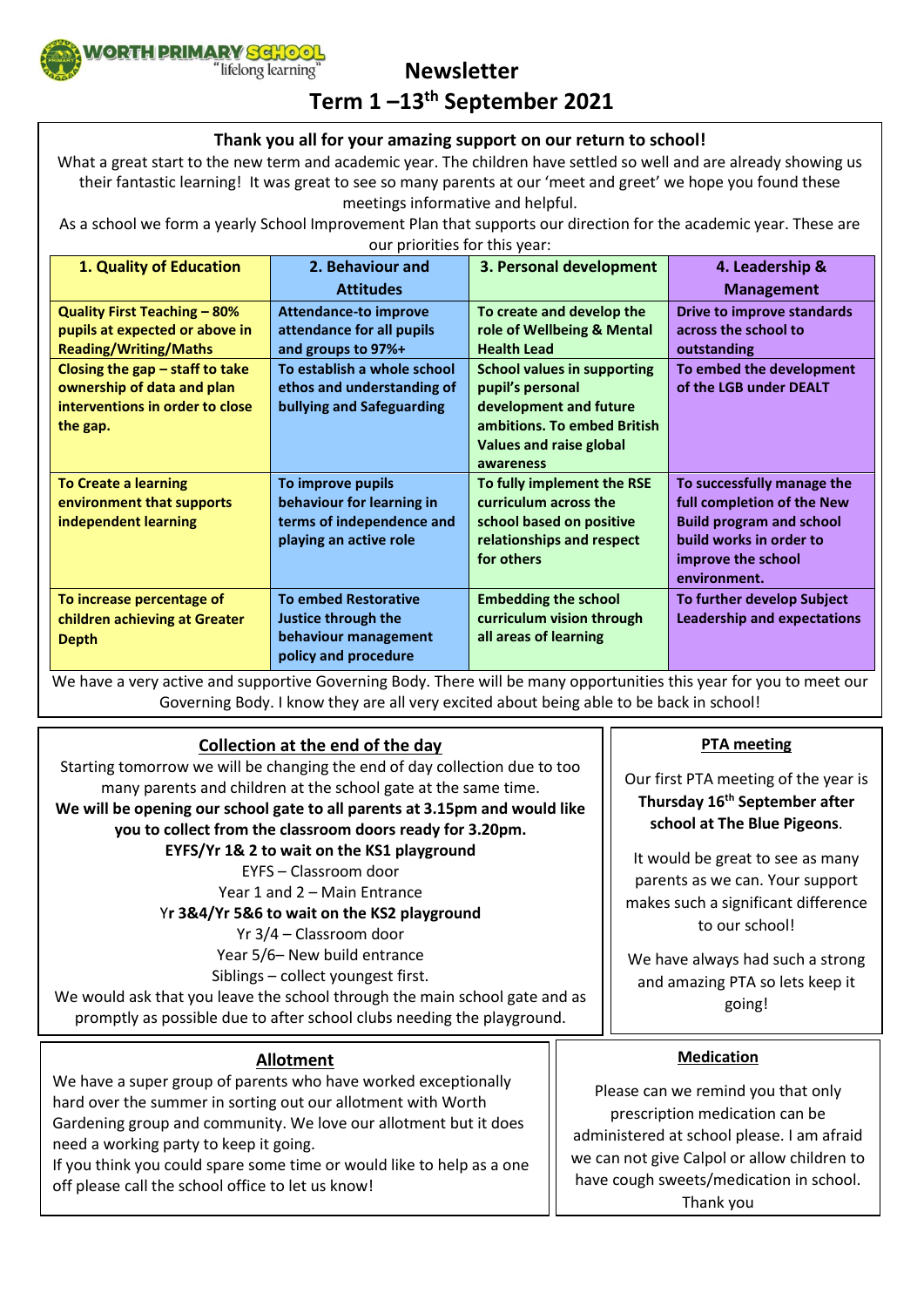WORTH PRIMARY SCHOOL
"lifelong learning"

# Newsletter
# Term 1 –13th September 2021

**Thank you all for your amazing support on our return to school!**

What a great start to the new term and academic year. The children have settled so well and are already showing us their fantastic learning! It was great to see so many parents at our 'meet and greet' we hope you found these meetings informative and helpful.

As a school we form a yearly School Improvement Plan that supports our direction for the academic year. These are our priorities for this year:

| 1. Quality of Education | 2. Behaviour and Attitudes | 3. Personal development | 4. Leadership & Management |
|---|---|---|---|
| **Quality First Teaching – 80% pupils at expected or above in Reading/Writing/Maths** | **Attendance-to improve attendance for all pupils and groups to 97%+** | **To create and develop the role of Wellbeing & Mental Health Lead** | **Drive to improve standards across the school to outstanding** |
| **Closing the gap – staff to take ownership of data and plan interventions in order to close the gap.** | **To establish a whole school ethos and understanding of bullying and Safeguarding** | **School values in supporting pupil's personal development and future ambitions. To embed British Values and raise global awareness** | **To embed the development of the LGB under DEALT** |
| **To Create a learning environment that supports independent learning** | **To improve pupils behaviour for learning in terms of independence and playing an active role** | **To fully implement the RSE curriculum across the school based on positive relationships and respect for others** | **To successfully manage the full completion of the New Build program and school build works in order to improve the school environment.** |
| **To increase percentage of children achieving at Greater Depth** | **To embed Restorative Justice through the behaviour management policy and procedure** | **Embedding the school curriculum vision through all areas of learning** | **To further develop Subject Leadership and expectations** |

We have a very active and supportive Governing Body. There will be many opportunities this year for you to meet our Governing Body. I know they are all very excited about being able to be back in school!

## Collection at the end of the day

Starting tomorrow we will be changing the end of day collection due to too many parents and children at the school gate at the same time.

**We will be opening our school gate to all parents at 3.15pm and would like you to collect from the classroom doors ready for 3.20pm.**

**EYFS/Yr 1& 2 to wait on the KS1 playground**

EYFS – Classroom door

Year 1 and 2 – Main Entrance

**Yr 3&4/Yr 5&6 to wait on the KS2 playground**

Yr 3/4 – Classroom door

Year 5/6– New build entrance

Siblings – collect youngest first.

We would ask that you leave the school through the main school gate and as promptly as possible due to after school clubs needing the playground.

## PTA meeting

Our first PTA meeting of the year is **Thursday 16th September after school at The Blue Pigeons**.

It would be great to see as many parents as we can. Your support makes such a significant difference to our school!

We have always had such a strong and amazing PTA so lets keep it going!

## Allotment

We have a super group of parents who have worked exceptionally hard over the summer in sorting out our allotment with Worth Gardening group and community. We love our allotment but it does need a working party to keep it going.

If you think you could spare some time or would like to help as a one off please call the school office to let us know!

## Medication

Please can we remind you that only prescription medication can be administered at school please. I am afraid we can not give Calpol or allow children to have cough sweets/medication in school.

Thank you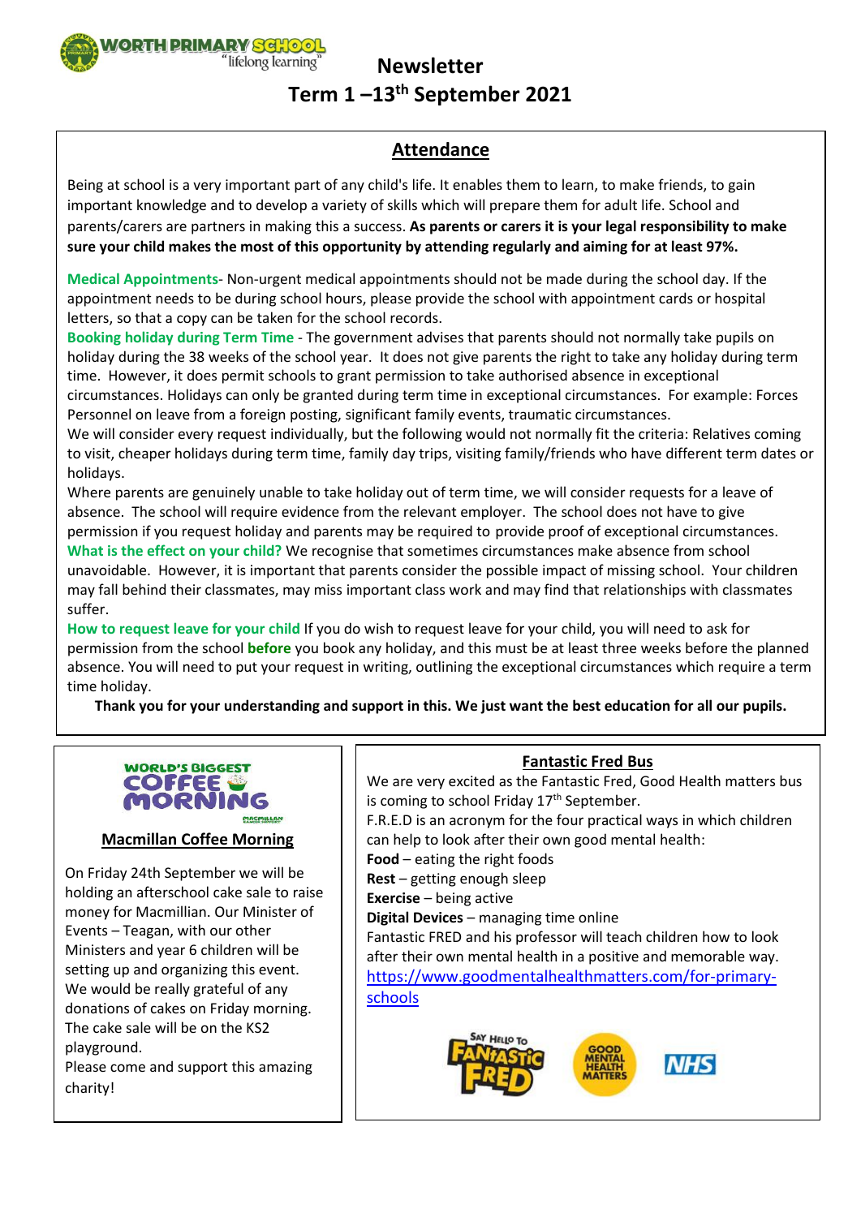WORTH PRIMARY SCHOOL "lifelong learning"

# Newsletter

## Term 1 –13th September 2021

## Attendance

Being at school is a very important part of any child's life. It enables them to learn, to make friends, to gain important knowledge and to develop a variety of skills which will prepare them for adult life. School and parents/carers are partners in making this a success. **As parents or carers it is your legal responsibility to make sure your child makes the most of this opportunity by attending regularly and aiming for at least 97%.**

**Medical Appointments**- Non-urgent medical appointments should not be made during the school day. If the appointment needs to be during school hours, please provide the school with appointment cards or hospital letters, so that a copy can be taken for the school records.

**Booking holiday during Term Time** - The government advises that parents should not normally take pupils on holiday during the 38 weeks of the school year. It does not give parents the right to take any holiday during term time. However, it does permit schools to grant permission to take authorised absence in exceptional circumstances. Holidays can only be granted during term time in exceptional circumstances. For example: Forces Personnel on leave from a foreign posting, significant family events, traumatic circumstances.

We will consider every request individually, but the following would not normally fit the criteria: Relatives coming to visit, cheaper holidays during term time, family day trips, visiting family/friends who have different term dates or holidays.

Where parents are genuinely unable to take holiday out of term time, we will consider requests for a leave of absence. The school will require evidence from the relevant employer. The school does not have to give permission if you request holiday and parents may be required to provide proof of exceptional circumstances.

**What is the effect on your child?** We recognise that sometimes circumstances make absence from school unavoidable. However, it is important that parents consider the possible impact of missing school. Your children may fall behind their classmates, may miss important class work and may find that relationships with classmates suffer.

**How to request leave for your child** If you do wish to request leave for your child, you will need to ask for permission from the school **before** you book any holiday, and this must be at least three weeks before the planned absence. You will need to put your request in writing, outlining the exceptional circumstances which require a term time holiday.

**Thank you for your understanding and support in this. We just want the best education for all our pupils.**

WORLD'S BIGGEST COFFEE MORNING

## Macmillan Coffee Morning

On Friday 24th September we will be holding an afterschool cake sale to raise money for Macmillan. Our Minister of Events – Teagan, with our other Ministers and year 6 children will be setting up and organizing this event. We would be really grateful of any donations of cakes on Friday morning. The cake sale will be on the KS2 playground.

Please come and support this amazing charity!

## Fantastic Fred Bus

We are very excited as the Fantastic Fred, Good Health matters bus is coming to school Friday 17th September.

F.R.E.D is an acronym for the four practical ways in which children can help to look after their own good mental health:

**Food** – eating the right foods

**Rest** – getting enough sleep

**Exercise** – being active

**Digital Devices** – managing time online

Fantastic FRED and his professor will teach children how to look after their own mental health in a positive and memorable way.

https://www.goodmentalhealthmatters.com/for-primary-schools

SAY HELLO TO FANTASTIC FRED   GOOD MENTAL HEALTH MATTERS   NHS